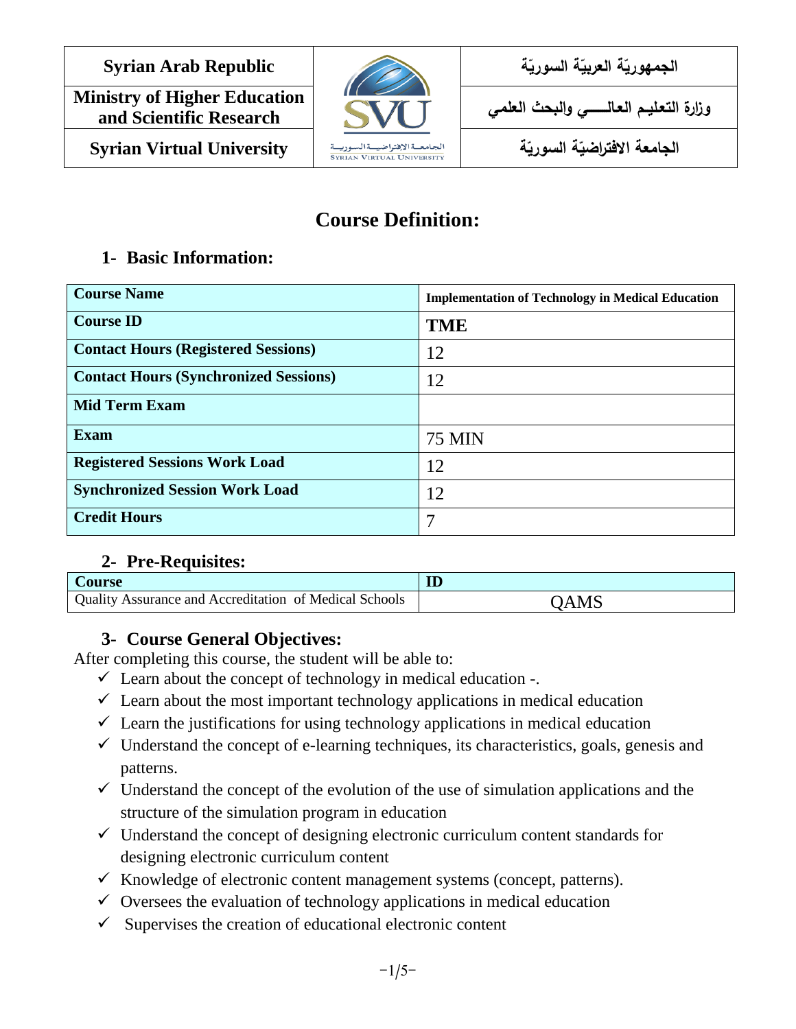| Syrian Arab Republic | | الجمهوريّة العربيّة السوريّة |
|---|---|---|
| Ministry of Higher Education and Scientific Research | | وزارة التعليم العالـــــي والبحث العلمي |
| Syrian Virtual University | | الجامعة الافتراضيّة السوريّة |

# Course Definition:

## 1- Basic Information:

| Course Name | Implementation of Technology in Medical Education |
|---|---|
| Course ID | TME |
| Contact Hours (Registered Sessions) | 12 |
| Contact Hours (Synchronized Sessions) | 12 |
| Mid Term Exam | |
| Exam | 75 MIN |
| Registered Sessions Work Load | 12 |
| Synchronized Session Work Load | 12 |
| Credit Hours | 7 |

## 2- Pre-Requisites:

| Course | ID |
|---|---|
| Quality Assurance and Accreditation of Medical Schools | QAMS |

## 3- Course General Objectives:

After completing this course, the student will be able to:

- ✓ Learn about the concept of technology in medical education -.
- ✓ Learn about the most important technology applications in medical education
- ✓ Learn the justifications for using technology applications in medical education
- ✓ Understand the concept of e-learning techniques, its characteristics, goals, genesis and patterns.
- ✓ Understand the concept of the evolution of the use of simulation applications and the structure of the simulation program in education
- ✓ Understand the concept of designing electronic curriculum content standards for designing electronic curriculum content
- ✓ Knowledge of electronic content management systems (concept, patterns).
- ✓ Oversees the evaluation of technology applications in medical education
- ✓ Supervises the creation of educational electronic content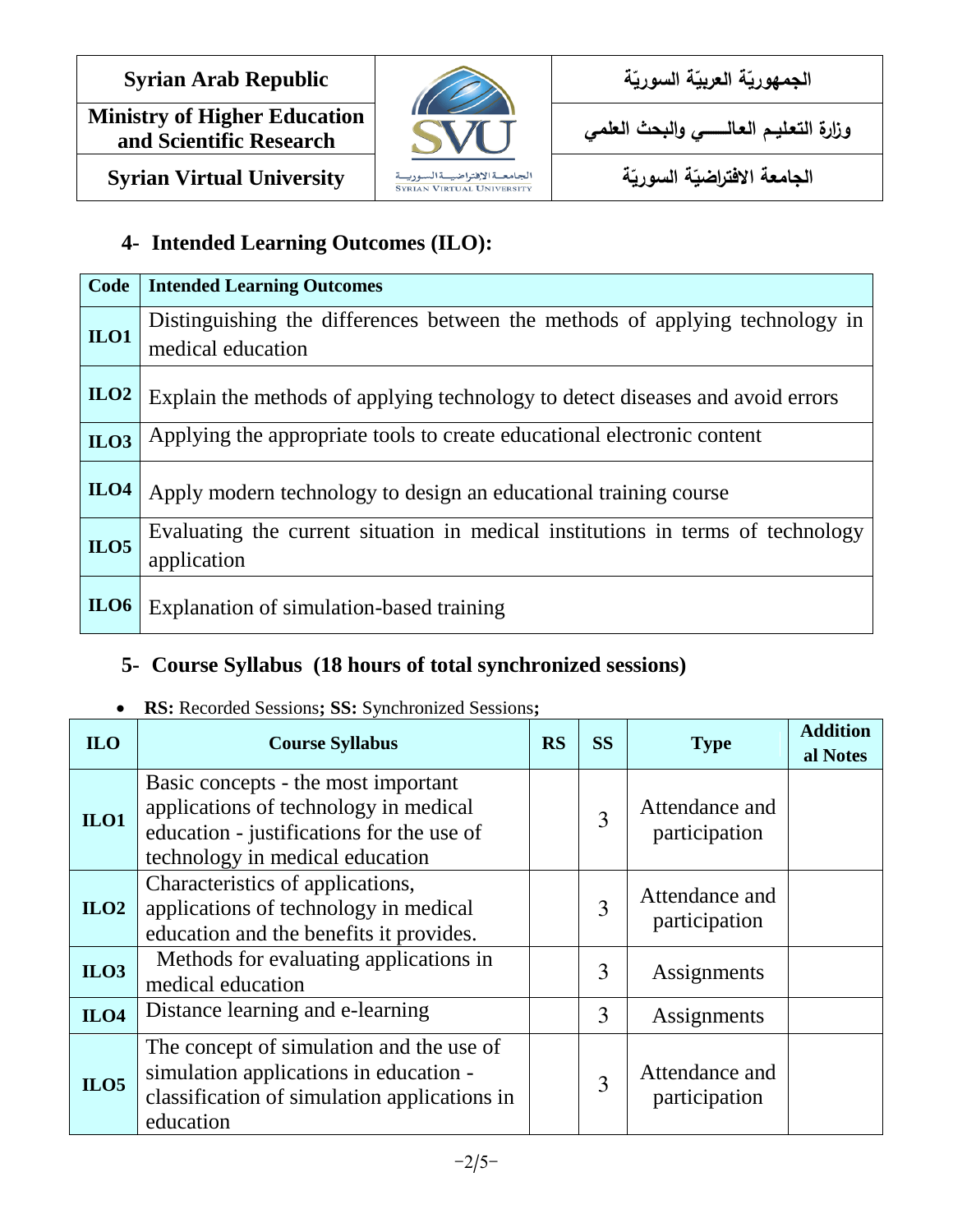## 4- Intended Learning Outcomes (ILO):

| Code | Intended Learning Outcomes |
|---|---|
| ILO1 | Distinguishing the differences between the methods of applying technology in medical education |
| ILO2 | Explain the methods of applying technology to detect diseases and avoid errors |
| ILO3 | Applying the appropriate tools to create educational electronic content |
| ILO4 | Apply modern technology to design an educational training course |
| ILO5 | Evaluating the current situation in medical institutions in terms of technology application |
| ILO6 | Explanation of simulation-based training |

## 5- Course Syllabus (18 hours of total synchronized sessions)

- **RS:** Recorded Sessions**; SS:** Synchronized Sessions**;**

| ILO | Course Syllabus | RS | SS | Type | Additional Notes |
|---|---|---|---|---|---|
| ILO1 | Basic concepts - the most important applications of technology in medical education - justifications for the use of technology in medical education | | 3 | Attendance and participation | |
| ILO2 | Characteristics of applications, applications of technology in medical education and the benefits it provides. | | 3 | Attendance and participation | |
| ILO3 | Methods for evaluating applications in medical education | | 3 | Assignments | |
| ILO4 | Distance learning and e-learning | | 3 | Assignments | |
| ILO5 | The concept of simulation and the use of simulation applications in education - classification of simulation applications in education | | 3 | Attendance and participation | |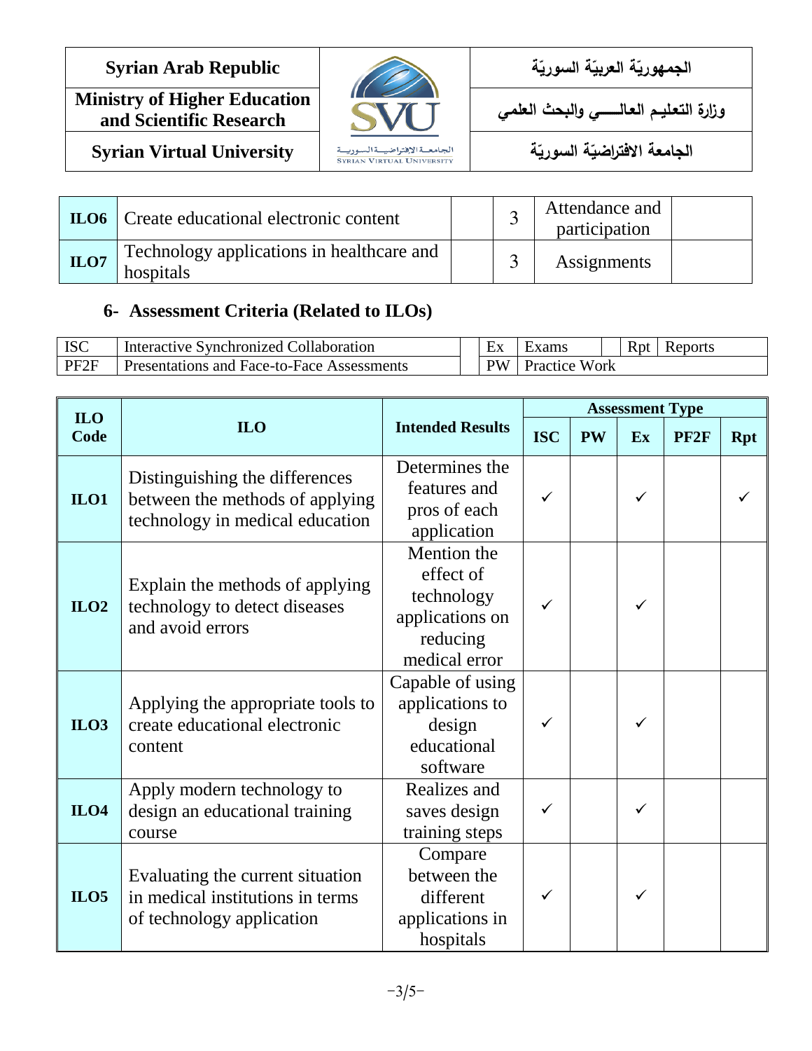| Syrian Arab Republic | | الجمهوريّة العربيّة السوريّة |
|---|---|---|
| Ministry of Higher Education and Scientific Research | | وزارة التعليم العالـــــي والبحث العلمي |
| Syrian Virtual University | | الجامعة الافتراضيّة السوريّة |

| ILO6 | Create educational electronic content | | 3 | Attendance and participation | |
|---|---|---|---|---|---|
| ILO7 | Technology applications in healthcare and hospitals | | 3 | Assignments | |

## 6- Assessment Criteria (Related to ILOs)

| ISC | Interactive Synchronized Collaboration | | Ex | Exams | | Rpt | Reports |
|---|---|---|---|---|---|---|---|
| PF2F | Presentations and Face-to-Face Assessments | | PW | Practice Work | | | |

| ILO Code | ILO | Intended Results | Assessment Type | | | | |
|---|---|---|---|---|---|---|---|
| | | | ISC | PW | Ex | PF2F | Rpt |
| ILO1 | Distinguishing the differences between the methods of applying technology in medical education | Determines the features and pros of each application | ✓ | | ✓ | | ✓ |
| ILO2 | Explain the methods of applying technology to detect diseases and avoid errors | Mention the effect of technology applications on reducing medical error | ✓ | | ✓ | | |
| ILO3 | Applying the appropriate tools to create educational electronic content | Capable of using applications to design educational software | ✓ | | ✓ | | |
| ILO4 | Apply modern technology to design an educational training course | Realizes and saves design training steps | ✓ | | ✓ | | |
| ILO5 | Evaluating the current situation in medical institutions in terms of technology application | Compare between the different applications in hospitals | ✓ | | ✓ | | |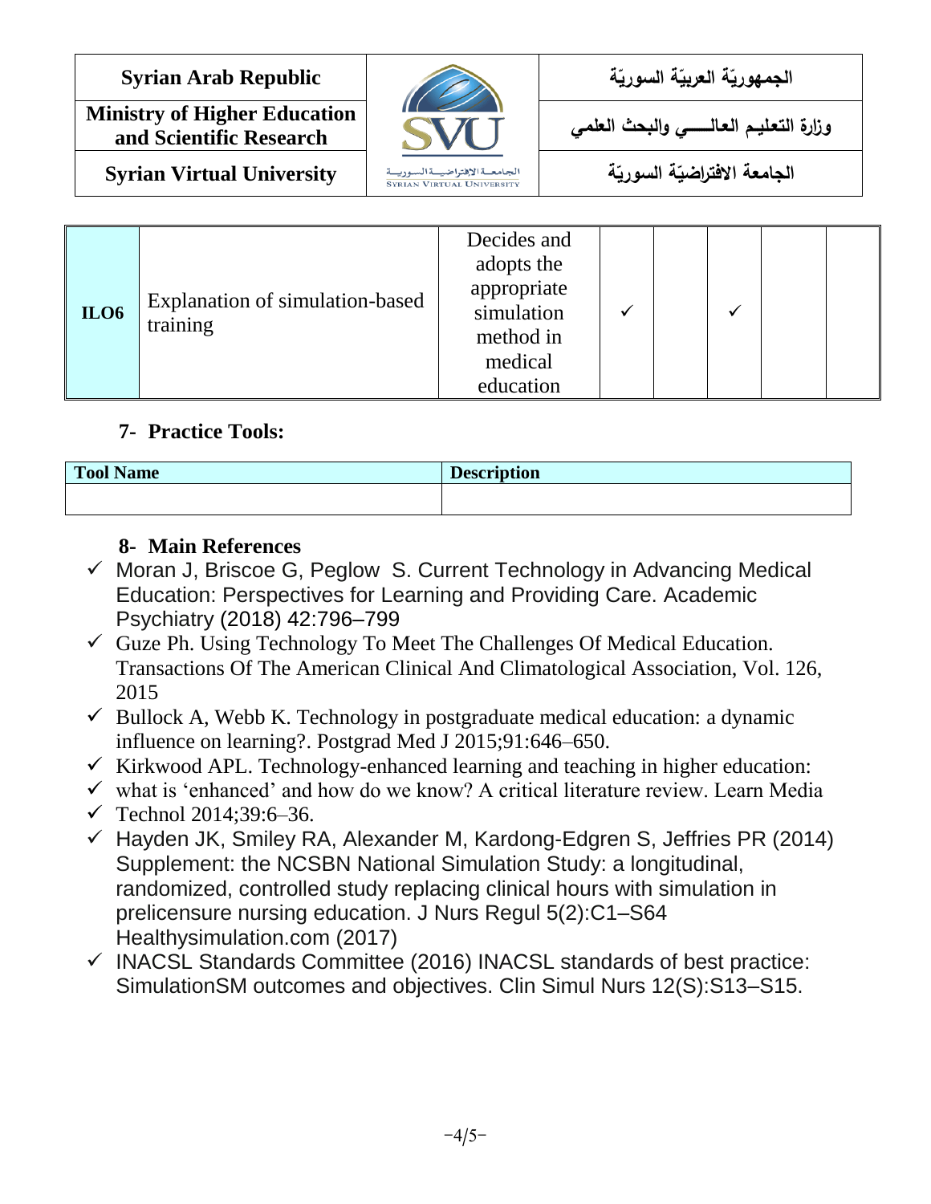| ILO6 | Explanation of simulation-based training | Decides and adopts the appropriate simulation method in medical education | ✓ | | ✓ | | |
|---|---|---|---|---|---|---|---|

## 7- Practice Tools:

| Tool Name | Description |
|---|---|
| | |

## 8- Main References

- ✓ Moran J, Briscoe G, Peglow S. Current Technology in Advancing Medical Education: Perspectives for Learning and Providing Care. Academic Psychiatry (2018) 42:796–799
- ✓ Guze Ph. Using Technology To Meet The Challenges Of Medical Education. Transactions Of The American Clinical And Climatological Association, Vol. 126, 2015
- ✓ Bullock A, Webb K. Technology in postgraduate medical education: a dynamic influence on learning?. Postgrad Med J 2015;91:646–650.
- ✓ Kirkwood APL. Technology-enhanced learning and teaching in higher education:
- ✓ what is 'enhanced' and how do we know? A critical literature review. Learn Media
- ✓ Technol 2014;39:6–36.
- ✓ Hayden JK, Smiley RA, Alexander M, Kardong-Edgren S, Jeffries PR (2014) Supplement: the NCSBN National Simulation Study: a longitudinal, randomized, controlled study replacing clinical hours with simulation in prelicensure nursing education. J Nurs Regul 5(2):C1–S64 Healthysimulation.com (2017)
- ✓ INACSL Standards Committee (2016) INACSL standards of best practice: SimulationSM outcomes and objectives. Clin Simul Nurs 12(S):S13–S15.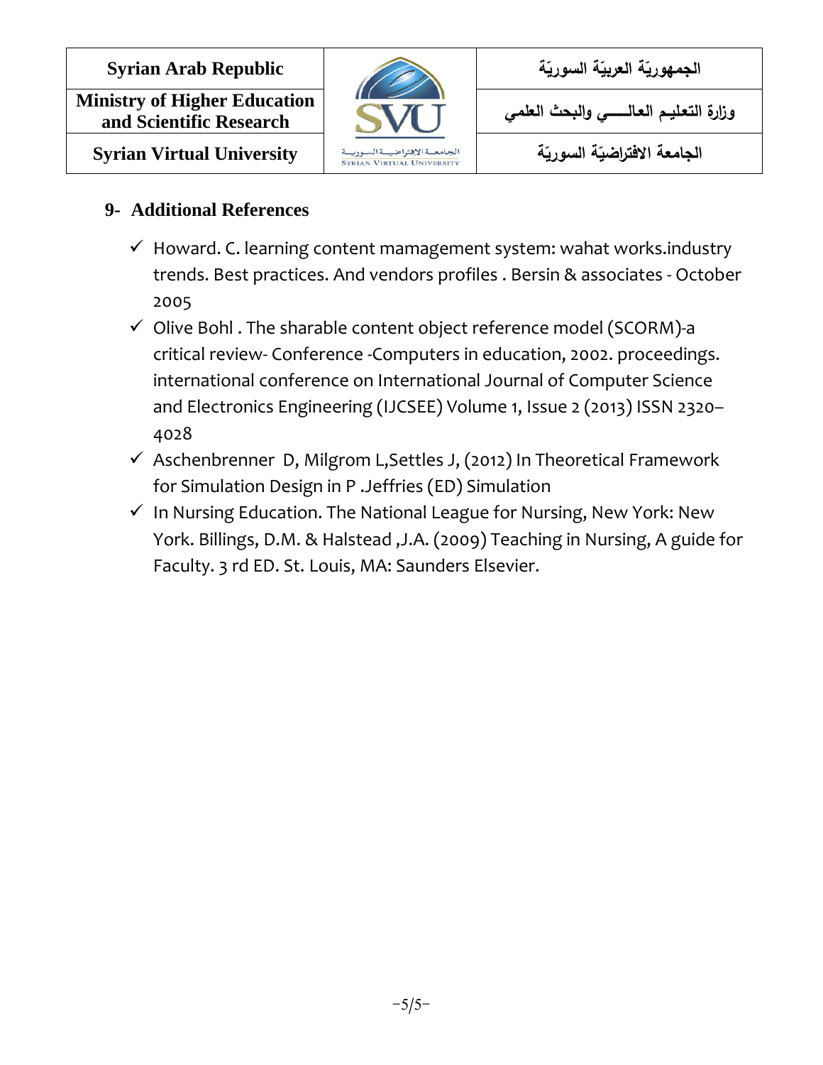## 9- Additional References

- ✓ Howard. C. learning content mamagement system: wahat works.industry trends. Best practices. And vendors profiles . Bersin & associates - October 2005
- ✓ Olive Bohl . The sharable content object reference model (SCORM)-a critical review- Conference -Computers in education, 2002. proceedings. international conference on International Journal of Computer Science and Electronics Engineering (IJCSEE) Volume 1, Issue 2 (2013) ISSN 2320–4028
- ✓ Aschenbrenner D, Milgrom L,Settles J, (2012) In Theoretical Framework for Simulation Design in P .Jeffries (ED) Simulation
- ✓ In Nursing Education. The National League for Nursing, New York: New York. Billings, D.M. & Halstead ,J.A. (2009) Teaching in Nursing, A guide for Faculty. 3 rd ED. St. Louis, MA: Saunders Elsevier.